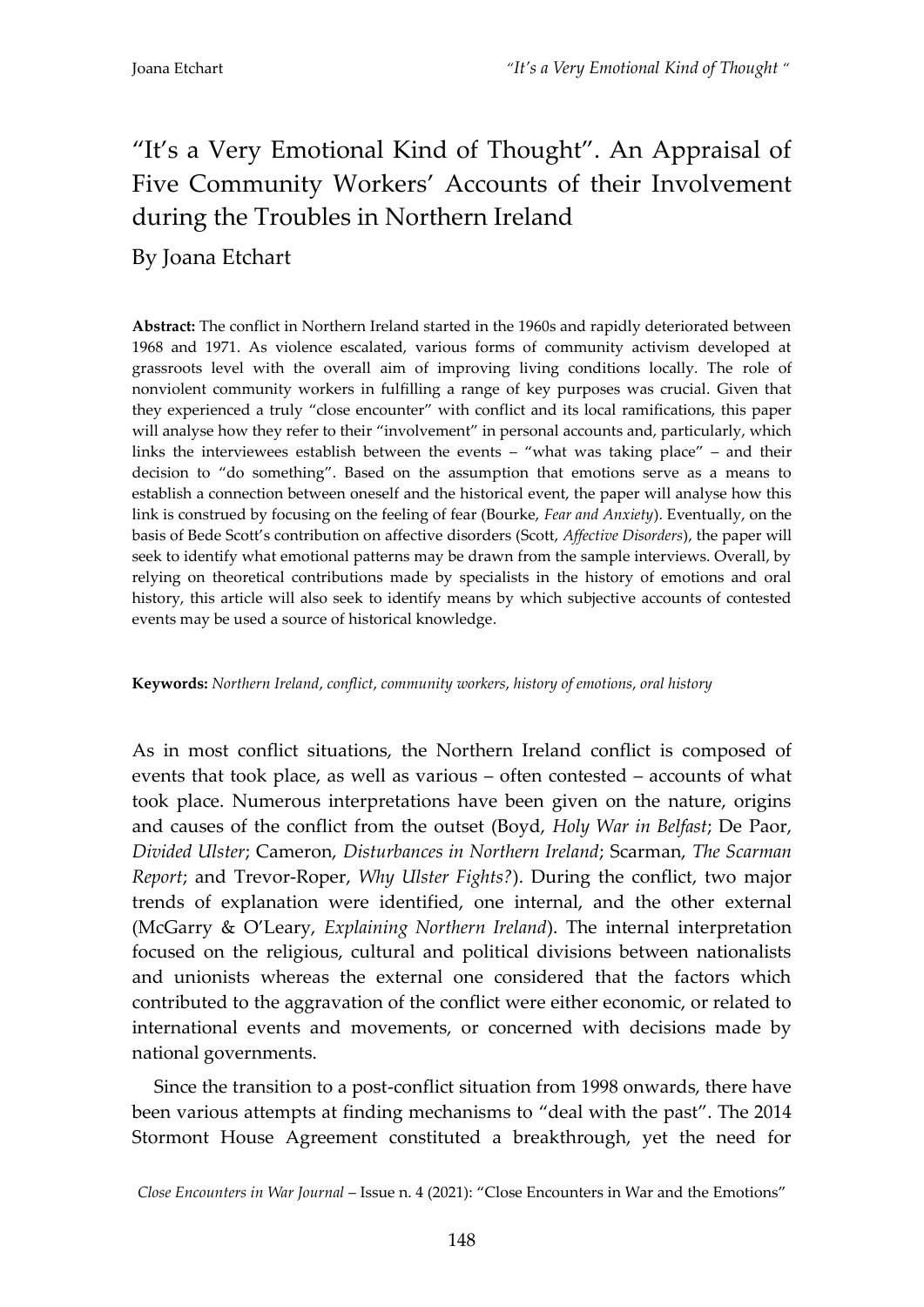# "It's a Very Emotional Kind of Thought". An Appraisal of Five Community Workers' Accounts of their Involvement during the Troubles in Northern Ireland

By Joana Etchart

**Abstract:** The conflict in Northern Ireland started in the 1960s and rapidly deteriorated between 1968 and 1971. As violence escalated, various forms of community activism developed at grassroots level with the overall aim of improving living conditions locally. The role of nonviolent community workers in fulfilling a range of key purposes was crucial. Given that they experienced a truly "close encounter" with conflict and its local ramifications, this paper will analyse how they refer to their "involvement" in personal accounts and, particularly, which links the interviewees establish between the events – "what was taking place" – and their decision to "do something". Based on the assumption that emotions serve as a means to establish a connection between oneself and the historical event, the paper will analyse how this link is construed by focusing on the feeling of fear (Bourke, *Fear and Anxiety*). Eventually, on the basis of Bede Scott's contribution on affective disorders (Scott, *Affective Disorders*), the paper will seek to identify what emotional patterns may be drawn from the sample interviews. Overall, by relying on theoretical contributions made by specialists in the history of emotions and oral history, this article will also seek to identify means by which subjective accounts of contested events may be used a source of historical knowledge.

**Keywords:** *Northern Ireland*, *conflict*, *community workers*, *history of emotions*, *oral history*

As in most conflict situations, the Northern Ireland conflict is composed of events that took place, as well as various – often contested – accounts of what took place. Numerous interpretations have been given on the nature, origins and causes of the conflict from the outset (Boyd, *Holy War in Belfast*; De Paor, *Divided Ulster*; Cameron, *Disturbances in Northern Ireland*; Scarman, *The Scarman Report*; and Trevor-Roper, *Why Ulster Fights?*). During the conflict, two major trends of explanation were identified, one internal, and the other external (McGarry & O'Leary, *Explaining Northern Ireland*). The internal interpretation focused on the religious, cultural and political divisions between nationalists and unionists whereas the external one considered that the factors which contributed to the aggravation of the conflict were either economic, or related to international events and movements, or concerned with decisions made by national governments.

Since the transition to a post-conflict situation from 1998 onwards, there have been various attempts at finding mechanisms to "deal with the past". The 2014 Stormont House Agreement constituted a breakthrough, yet the need for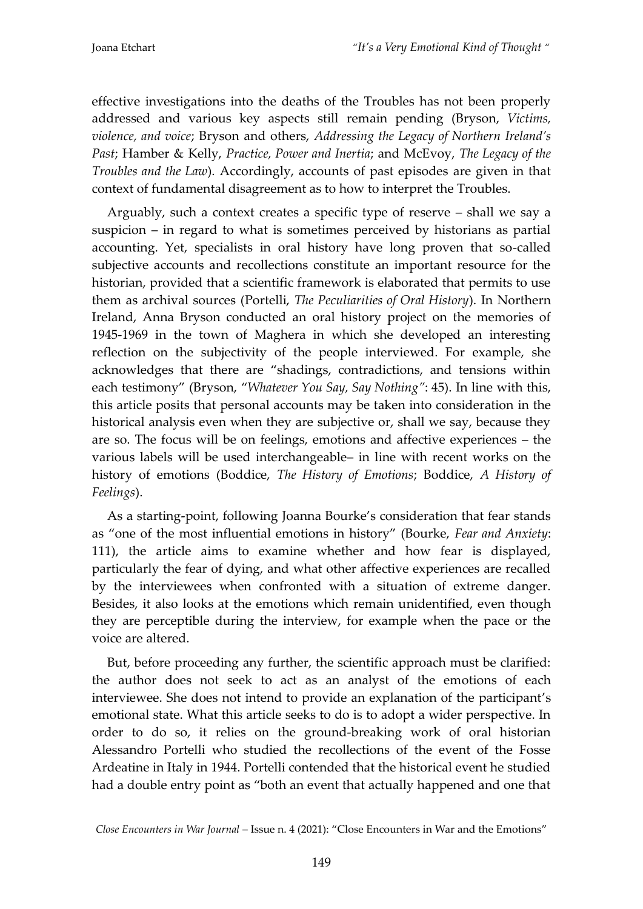effective investigations into the deaths of the Troubles has not been properly addressed and various key aspects still remain pending (Bryson, *Victims, violence, and voice*; Bryson and others, *Addressing the Legacy of Northern Ireland's Past*; Hamber & Kelly, *Practice, Power and Inertia*; and McEvoy, *The Legacy of the Troubles and the Law*). Accordingly, accounts of past episodes are given in that context of fundamental disagreement as to how to interpret the Troubles.

Arguably, such a context creates a specific type of reserve – shall we say a suspicion – in regard to what is sometimes perceived by historians as partial accounting. Yet, specialists in oral history have long proven that so-called subjective accounts and recollections constitute an important resource for the historian, provided that a scientific framework is elaborated that permits to use them as archival sources (Portelli, *The Peculiarities of Oral History*). In Northern Ireland, Anna Bryson conducted an oral history project on the memories of 1945-1969 in the town of Maghera in which she developed an interesting reflection on the subjectivity of the people interviewed. For example, she acknowledges that there are "shadings, contradictions, and tensions within each testimony" (Bryson, "*Whatever You Say, Say Nothing"*: 45). In line with this, this article posits that personal accounts may be taken into consideration in the historical analysis even when they are subjective or, shall we say, because they are so. The focus will be on feelings, emotions and affective experiences – the various labels will be used interchangeable– in line with recent works on the history of emotions (Boddice, *The History of Emotions*; Boddice, *A History of Feelings*).

As a starting-point, following Joanna Bourke's consideration that fear stands as "one of the most influential emotions in history" (Bourke, *Fear and Anxiety*: 111), the article aims to examine whether and how fear is displayed, particularly the fear of dying, and what other affective experiences are recalled by the interviewees when confronted with a situation of extreme danger. Besides, it also looks at the emotions which remain unidentified, even though they are perceptible during the interview, for example when the pace or the voice are altered.

But, before proceeding any further, the scientific approach must be clarified: the author does not seek to act as an analyst of the emotions of each interviewee. She does not intend to provide an explanation of the participant's emotional state. What this article seeks to do is to adopt a wider perspective. In order to do so, it relies on the ground-breaking work of oral historian Alessandro Portelli who studied the recollections of the event of the Fosse Ardeatine in Italy in 1944. Portelli contended that the historical event he studied had a double entry point as "both an event that actually happened and one that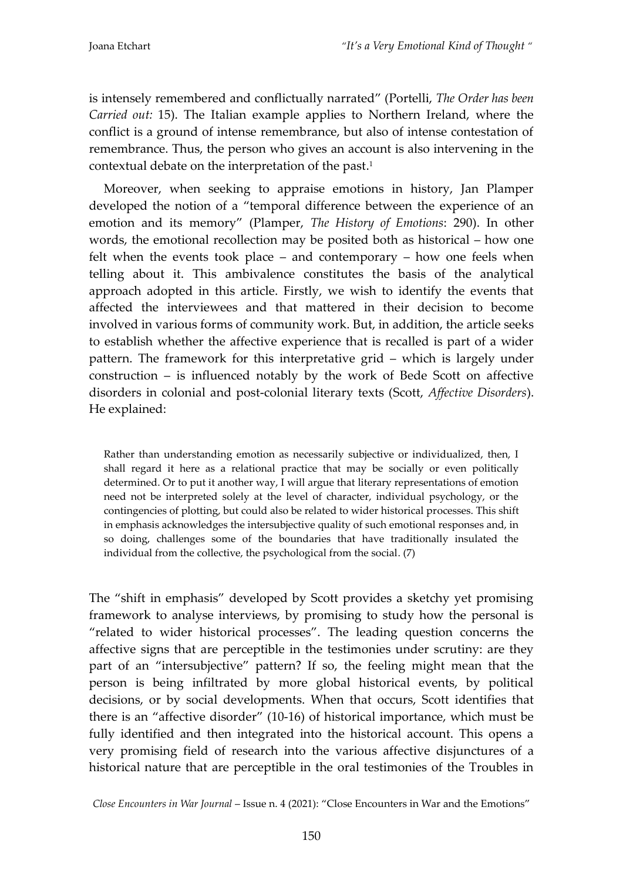is intensely remembered and conflictually narrated" (Portelli, *The Order has been Carried out:* 15). The Italian example applies to Northern Ireland, where the conflict is a ground of intense remembrance, but also of intense contestation of remembrance. Thus, the person who gives an account is also intervening in the contextual debate on the interpretation of the past.[1]

Moreover, when seeking to appraise emotions in history, Jan Plamper developed the notion of a "temporal difference between the experience of an emotion and its memory" (Plamper, *The History of Emotions*: 290). In other words, the emotional recollection may be posited both as historical – how one felt when the events took place – and contemporary – how one feels when telling about it. This ambivalence constitutes the basis of the analytical approach adopted in this article. Firstly, we wish to identify the events that affected the interviewees and that mattered in their decision to become involved in various forms of community work. But, in addition, the article seeks to establish whether the affective experience that is recalled is part of a wider pattern. The framework for this interpretative grid – which is largely under construction – is influenced notably by the work of Bede Scott on affective disorders in colonial and post-colonial literary texts (Scott, *Affective Disorders*). He explained:

> Rather than understanding emotion as necessarily subjective or individualized, then, I shall regard it here as a relational practice that may be socially or even politically determined. Or to put it another way, I will argue that literary representations of emotion need not be interpreted solely at the level of character, individual psychology, or the contingencies of plotting, but could also be related to wider historical processes. This shift in emphasis acknowledges the intersubjective quality of such emotional responses and, in so doing, challenges some of the boundaries that have traditionally insulated the individual from the collective, the psychological from the social. (7)

The "shift in emphasis" developed by Scott provides a sketchy yet promising framework to analyse interviews, by promising to study how the personal is "related to wider historical processes". The leading question concerns the affective signs that are perceptible in the testimonies under scrutiny: are they part of an "intersubjective" pattern? If so, the feeling might mean that the person is being infiltrated by more global historical events, by political decisions, or by social developments. When that occurs, Scott identifies that there is an "affective disorder" (10-16) of historical importance, which must be fully identified and then integrated into the historical account. This opens a very promising field of research into the various affective disjunctures of a historical nature that are perceptible in the oral testimonies of the Troubles in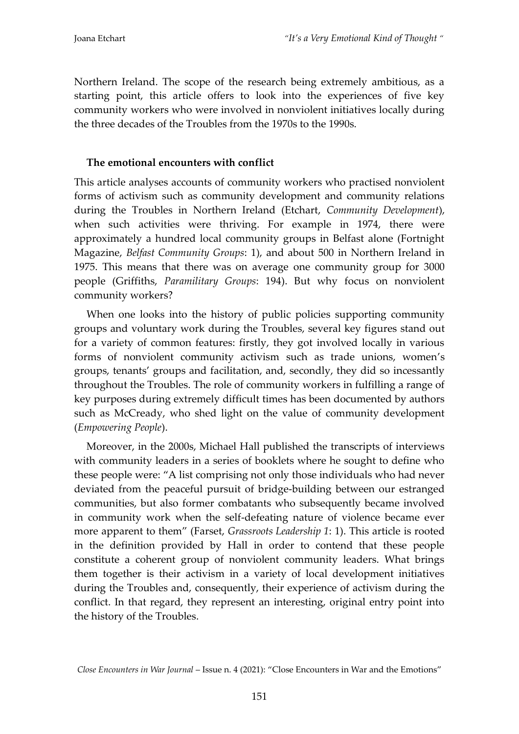Northern Ireland. The scope of the research being extremely ambitious, as a starting point, this article offers to look into the experiences of five key community workers who were involved in nonviolent initiatives locally during the three decades of the Troubles from the 1970s to the 1990s.

### The emotional encounters with conflict

This article analyses accounts of community workers who practised nonviolent forms of activism such as community development and community relations during the Troubles in Northern Ireland (Etchart, *Community Development*), when such activities were thriving. For example in 1974, there were approximately a hundred local community groups in Belfast alone (Fortnight Magazine, *Belfast Community Groups*: 1), and about 500 in Northern Ireland in 1975. This means that there was on average one community group for 3000 people (Griffiths, *Paramilitary Groups*: 194). But why focus on nonviolent community workers?

When one looks into the history of public policies supporting community groups and voluntary work during the Troubles, several key figures stand out for a variety of common features: firstly, they got involved locally in various forms of nonviolent community activism such as trade unions, women's groups, tenants' groups and facilitation, and, secondly, they did so incessantly throughout the Troubles. The role of community workers in fulfilling a range of key purposes during extremely difficult times has been documented by authors such as McCready, who shed light on the value of community development (*Empowering People*).

Moreover, in the 2000s, Michael Hall published the transcripts of interviews with community leaders in a series of booklets where he sought to define who these people were: "A list comprising not only those individuals who had never deviated from the peaceful pursuit of bridge-building between our estranged communities, but also former combatants who subsequently became involved in community work when the self-defeating nature of violence became ever more apparent to them" (Farset, *Grassroots Leadership 1*: 1). This article is rooted in the definition provided by Hall in order to contend that these people constitute a coherent group of nonviolent community leaders. What brings them together is their activism in a variety of local development initiatives during the Troubles and, consequently, their experience of activism during the conflict. In that regard, they represent an interesting, original entry point into the history of the Troubles.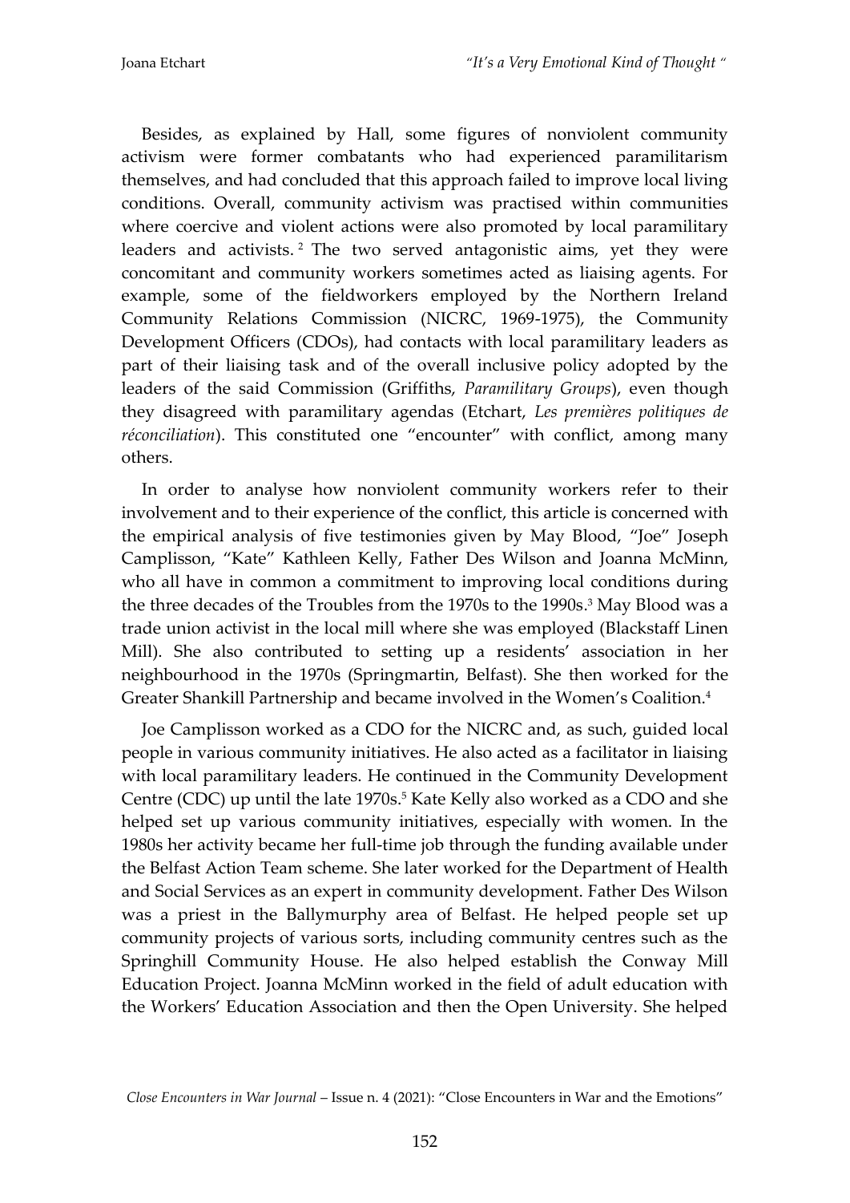Besides, as explained by Hall, some figures of nonviolent community activism were former combatants who had experienced paramilitarism themselves, and had concluded that this approach failed to improve local living conditions. Overall, community activism was practised within communities where coercive and violent actions were also promoted by local paramilitary leaders and activists.[2] The two served antagonistic aims, yet they were concomitant and community workers sometimes acted as liaising agents. For example, some of the fieldworkers employed by the Northern Ireland Community Relations Commission (NICRC, 1969-1975), the Community Development Officers (CDOs), had contacts with local paramilitary leaders as part of their liaising task and of the overall inclusive policy adopted by the leaders of the said Commission (Griffiths, *Paramilitary Groups*), even though they disagreed with paramilitary agendas (Etchart, *Les premières politiques de réconciliation*). This constituted one "encounter" with conflict, among many others.

In order to analyse how nonviolent community workers refer to their involvement and to their experience of the conflict, this article is concerned with the empirical analysis of five testimonies given by May Blood, "Joe" Joseph Camplisson, "Kate" Kathleen Kelly, Father Des Wilson and Joanna McMinn, who all have in common a commitment to improving local conditions during the three decades of the Troubles from the 1970s to the 1990s.[3] May Blood was a trade union activist in the local mill where she was employed (Blackstaff Linen Mill). She also contributed to setting up a residents' association in her neighbourhood in the 1970s (Springmartin, Belfast). She then worked for the Greater Shankill Partnership and became involved in the Women's Coalition.[4]

Joe Camplisson worked as a CDO for the NICRC and, as such, guided local people in various community initiatives. He also acted as a facilitator in liaising with local paramilitary leaders. He continued in the Community Development Centre (CDC) up until the late 1970s.[5] Kate Kelly also worked as a CDO and she helped set up various community initiatives, especially with women. In the 1980s her activity became her full-time job through the funding available under the Belfast Action Team scheme. She later worked for the Department of Health and Social Services as an expert in community development. Father Des Wilson was a priest in the Ballymurphy area of Belfast. He helped people set up community projects of various sorts, including community centres such as the Springhill Community House. He also helped establish the Conway Mill Education Project. Joanna McMinn worked in the field of adult education with the Workers' Education Association and then the Open University. She helped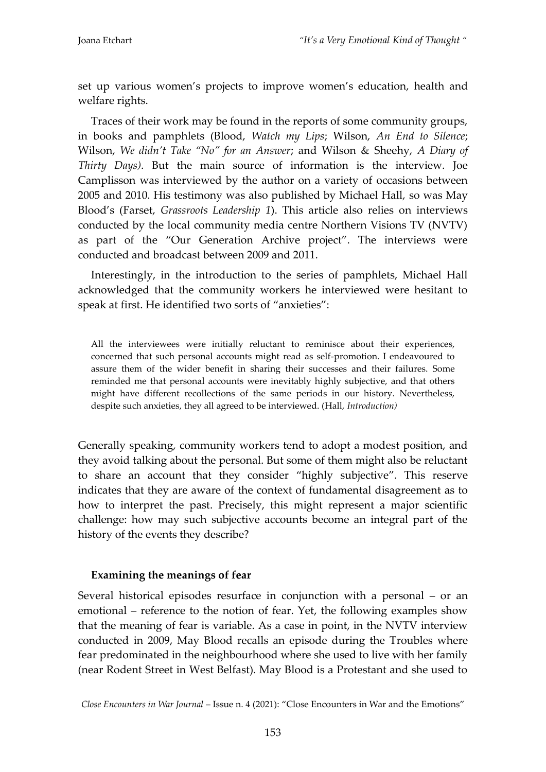set up various women's projects to improve women's education, health and welfare rights.

Traces of their work may be found in the reports of some community groups, in books and pamphlets (Blood, *Watch my Lips*; Wilson, *An End to Silence*; Wilson, *We didn't Take "No" for an Answer*; and Wilson & Sheehy, *A Diary of Thirty Days)*. But the main source of information is the interview. Joe Camplisson was interviewed by the author on a variety of occasions between 2005 and 2010. His testimony was also published by Michael Hall, so was May Blood's (Farset, *Grassroots Leadership 1*). This article also relies on interviews conducted by the local community media centre Northern Visions TV (NVTV) as part of the "Our Generation Archive project". The interviews were conducted and broadcast between 2009 and 2011.

Interestingly, in the introduction to the series of pamphlets, Michael Hall acknowledged that the community workers he interviewed were hesitant to speak at first. He identified two sorts of "anxieties":

> All the interviewees were initially reluctant to reminisce about their experiences, concerned that such personal accounts might read as self-promotion. I endeavoured to assure them of the wider benefit in sharing their successes and their failures. Some reminded me that personal accounts were inevitably highly subjective, and that others might have different recollections of the same periods in our history. Nevertheless, despite such anxieties, they all agreed to be interviewed. (Hall, *Introduction)*

Generally speaking, community workers tend to adopt a modest position, and they avoid talking about the personal. But some of them might also be reluctant to share an account that they consider "highly subjective". This reserve indicates that they are aware of the context of fundamental disagreement as to how to interpret the past. Precisely, this might represent a major scientific challenge: how may such subjective accounts become an integral part of the history of the events they describe?

## Examining the meanings of fear

Several historical episodes resurface in conjunction with a personal – or an emotional – reference to the notion of fear. Yet, the following examples show that the meaning of fear is variable. As a case in point, in the NVTV interview conducted in 2009, May Blood recalls an episode during the Troubles where fear predominated in the neighbourhood where she used to live with her family (near Rodent Street in West Belfast). May Blood is a Protestant and she used to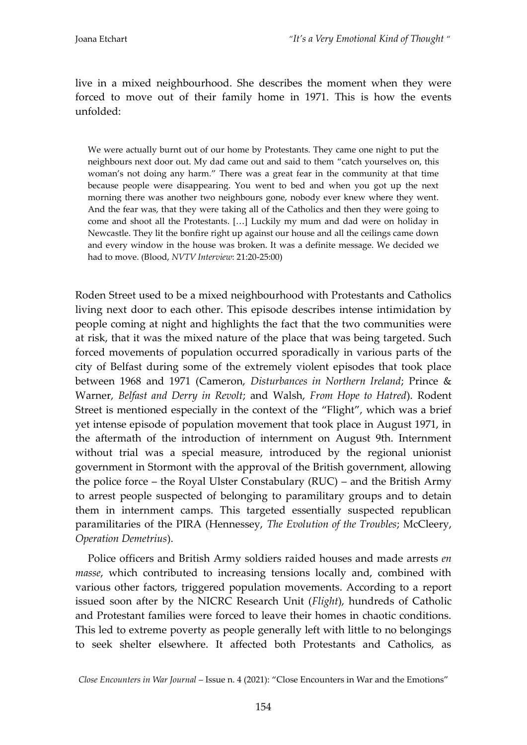live in a mixed neighbourhood. She describes the moment when they were forced to move out of their family home in 1971. This is how the events unfolded:

> We were actually burnt out of our home by Protestants. They came one night to put the neighbours next door out. My dad came out and said to them "catch yourselves on, this woman's not doing any harm." There was a great fear in the community at that time because people were disappearing. You went to bed and when you got up the next morning there was another two neighbours gone, nobody ever knew where they went. And the fear was, that they were taking all of the Catholics and then they were going to come and shoot all the Protestants. […] Luckily my mum and dad were on holiday in Newcastle. They lit the bonfire right up against our house and all the ceilings came down and every window in the house was broken. It was a definite message. We decided we had to move. (Blood, *NVTV Interview*: 21:20-25:00)

Roden Street used to be a mixed neighbourhood with Protestants and Catholics living next door to each other. This episode describes intense intimidation by people coming at night and highlights the fact that the two communities were at risk, that it was the mixed nature of the place that was being targeted. Such forced movements of population occurred sporadically in various parts of the city of Belfast during some of the extremely violent episodes that took place between 1968 and 1971 (Cameron, *Disturbances in Northern Ireland*; Prince & Warner, *Belfast and Derry in Revolt*; and Walsh, *From Hope to Hatred*). Rodent Street is mentioned especially in the context of the "Flight", which was a brief yet intense episode of population movement that took place in August 1971, in the aftermath of the introduction of internment on August 9th. Internment without trial was a special measure, introduced by the regional unionist government in Stormont with the approval of the British government, allowing the police force – the Royal Ulster Constabulary (RUC) – and the British Army to arrest people suspected of belonging to paramilitary groups and to detain them in internment camps. This targeted essentially suspected republican paramilitaries of the PIRA (Hennessey, *The Evolution of the Troubles*; McCleery, *Operation Demetrius*).

Police officers and British Army soldiers raided houses and made arrests *en masse*, which contributed to increasing tensions locally and, combined with various other factors, triggered population movements. According to a report issued soon after by the NICRC Research Unit (*Flight*), hundreds of Catholic and Protestant families were forced to leave their homes in chaotic conditions. This led to extreme poverty as people generally left with little to no belongings to seek shelter elsewhere. It affected both Protestants and Catholics, as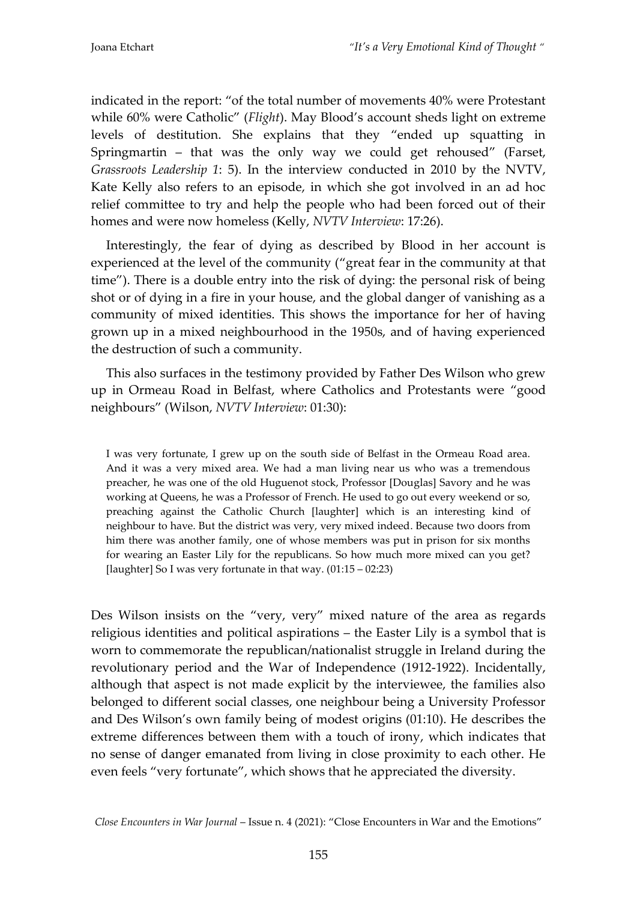indicated in the report: "of the total number of movements 40% were Protestant while 60% were Catholic" (*Flight*). May Blood's account sheds light on extreme levels of destitution. She explains that they "ended up squatting in Springmartin – that was the only way we could get rehoused" (Farset, *Grassroots Leadership 1*: 5). In the interview conducted in 2010 by the NVTV, Kate Kelly also refers to an episode, in which she got involved in an ad hoc relief committee to try and help the people who had been forced out of their homes and were now homeless (Kelly, *NVTV Interview*: 17:26).

Interestingly, the fear of dying as described by Blood in her account is experienced at the level of the community ("great fear in the community at that time"). There is a double entry into the risk of dying: the personal risk of being shot or of dying in a fire in your house, and the global danger of vanishing as a community of mixed identities. This shows the importance for her of having grown up in a mixed neighbourhood in the 1950s, and of having experienced the destruction of such a community.

This also surfaces in the testimony provided by Father Des Wilson who grew up in Ormeau Road in Belfast, where Catholics and Protestants were "good neighbours" (Wilson, *NVTV Interview*: 01:30):

> I was very fortunate, I grew up on the south side of Belfast in the Ormeau Road area. And it was a very mixed area. We had a man living near us who was a tremendous preacher, he was one of the old Huguenot stock, Professor [Douglas] Savory and he was working at Queens, he was a Professor of French. He used to go out every weekend or so, preaching against the Catholic Church [laughter] which is an interesting kind of neighbour to have. But the district was very, very mixed indeed. Because two doors from him there was another family, one of whose members was put in prison for six months for wearing an Easter Lily for the republicans. So how much more mixed can you get? [laughter] So I was very fortunate in that way. (01:15 – 02:23)

Des Wilson insists on the "very, very" mixed nature of the area as regards religious identities and political aspirations – the Easter Lily is a symbol that is worn to commemorate the republican/nationalist struggle in Ireland during the revolutionary period and the War of Independence (1912-1922). Incidentally, although that aspect is not made explicit by the interviewee, the families also belonged to different social classes, one neighbour being a University Professor and Des Wilson's own family being of modest origins (01:10). He describes the extreme differences between them with a touch of irony, which indicates that no sense of danger emanated from living in close proximity to each other. He even feels "very fortunate", which shows that he appreciated the diversity.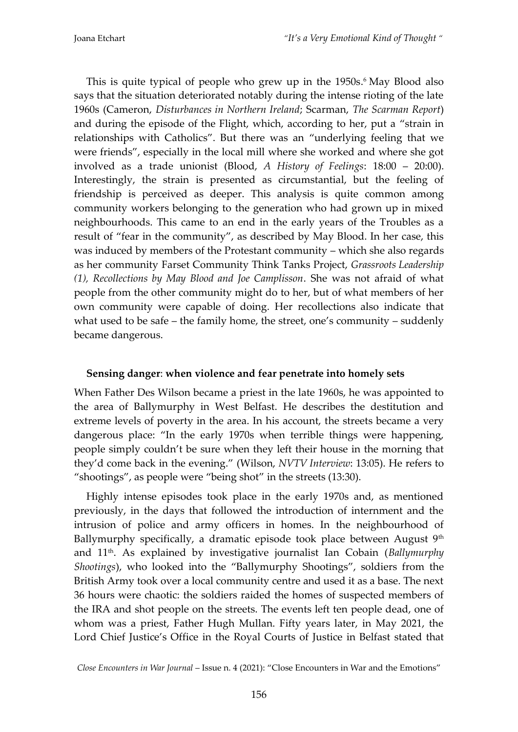This is quite typical of people who grew up in the 1950s.[6] May Blood also says that the situation deteriorated notably during the intense rioting of the late 1960s (Cameron, *Disturbances in Northern Ireland*; Scarman, *The Scarman Report*) and during the episode of the Flight, which, according to her, put a "strain in relationships with Catholics". But there was an "underlying feeling that we were friends", especially in the local mill where she worked and where she got involved as a trade unionist (Blood, *A History of Feelings*: 18:00 – 20:00). Interestingly, the strain is presented as circumstantial, but the feeling of friendship is perceived as deeper. This analysis is quite common among community workers belonging to the generation who had grown up in mixed neighbourhoods. This came to an end in the early years of the Troubles as a result of "fear in the community", as described by May Blood. In her case, this was induced by members of the Protestant community – which she also regards as her community Farset Community Think Tanks Project, *Grassroots Leadership (1), Recollections by May Blood and Joe Camplisson*. She was not afraid of what people from the other community might do to her, but of what members of her own community were capable of doing. Her recollections also indicate that what used to be safe – the family home, the street, one's community – suddenly became dangerous.

## **Sensing danger**: **when violence and fear penetrate into homely sets**

When Father Des Wilson became a priest in the late 1960s, he was appointed to the area of Ballymurphy in West Belfast. He describes the destitution and extreme levels of poverty in the area. In his account, the streets became a very dangerous place: "In the early 1970s when terrible things were happening, people simply couldn't be sure when they left their house in the morning that they'd come back in the evening." (Wilson, *NVTV Interview*: 13:05). He refers to "shootings", as people were "being shot" in the streets (13:30).

Highly intense episodes took place in the early 1970s and, as mentioned previously, in the days that followed the introduction of internment and the intrusion of police and army officers in homes. In the neighbourhood of Ballymurphy specifically, a dramatic episode took place between August 9th and 11th. As explained by investigative journalist Ian Cobain (*Ballymurphy Shootings*), who looked into the "Ballymurphy Shootings", soldiers from the British Army took over a local community centre and used it as a base. The next 36 hours were chaotic: the soldiers raided the homes of suspected members of the IRA and shot people on the streets. The events left ten people dead, one of whom was a priest, Father Hugh Mullan. Fifty years later, in May 2021, the Lord Chief Justice's Office in the Royal Courts of Justice in Belfast stated that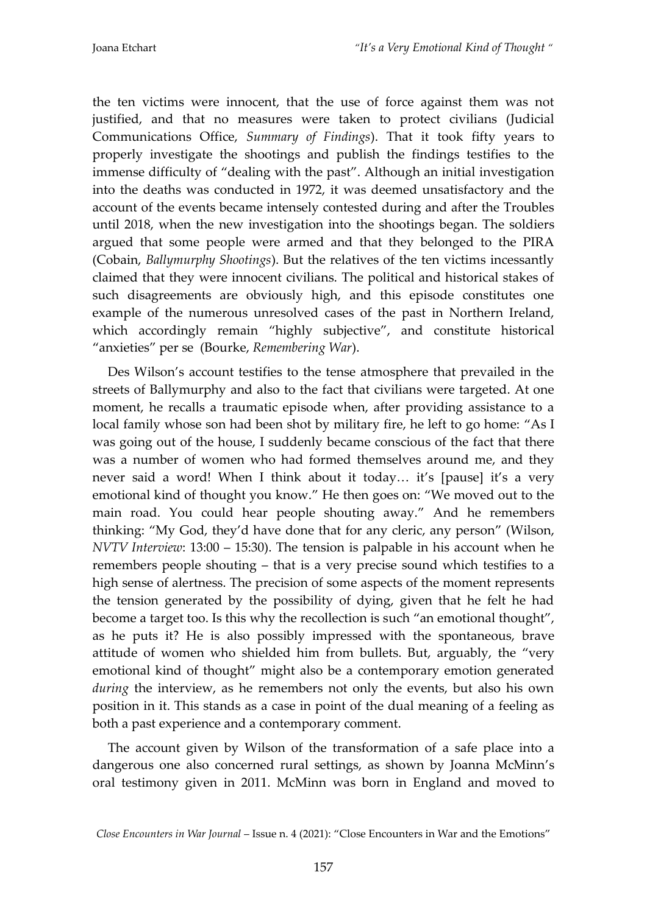the ten victims were innocent, that the use of force against them was not justified, and that no measures were taken to protect civilians (Judicial Communications Office, *Summary of Findings*). That it took fifty years to properly investigate the shootings and publish the findings testifies to the immense difficulty of "dealing with the past". Although an initial investigation into the deaths was conducted in 1972, it was deemed unsatisfactory and the account of the events became intensely contested during and after the Troubles until 2018, when the new investigation into the shootings began. The soldiers argued that some people were armed and that they belonged to the PIRA (Cobain, *Ballymurphy Shootings*). But the relatives of the ten victims incessantly claimed that they were innocent civilians. The political and historical stakes of such disagreements are obviously high, and this episode constitutes one example of the numerous unresolved cases of the past in Northern Ireland, which accordingly remain "highly subjective", and constitute historical "anxieties" per se (Bourke, *Remembering War*).

Des Wilson's account testifies to the tense atmosphere that prevailed in the streets of Ballymurphy and also to the fact that civilians were targeted. At one moment, he recalls a traumatic episode when, after providing assistance to a local family whose son had been shot by military fire, he left to go home: "As I was going out of the house, I suddenly became conscious of the fact that there was a number of women who had formed themselves around me, and they never said a word! When I think about it today… it's [pause] it's a very emotional kind of thought you know." He then goes on: "We moved out to the main road. You could hear people shouting away." And he remembers thinking: "My God, they'd have done that for any cleric, any person" (Wilson, *NVTV Interview*: 13:00 – 15:30). The tension is palpable in his account when he remembers people shouting – that is a very precise sound which testifies to a high sense of alertness. The precision of some aspects of the moment represents the tension generated by the possibility of dying, given that he felt he had become a target too. Is this why the recollection is such "an emotional thought", as he puts it? He is also possibly impressed with the spontaneous, brave attitude of women who shielded him from bullets. But, arguably, the "very emotional kind of thought" might also be a contemporary emotion generated *during* the interview, as he remembers not only the events, but also his own position in it. This stands as a case in point of the dual meaning of a feeling as both a past experience and a contemporary comment.

The account given by Wilson of the transformation of a safe place into a dangerous one also concerned rural settings, as shown by Joanna McMinn's oral testimony given in 2011. McMinn was born in England and moved to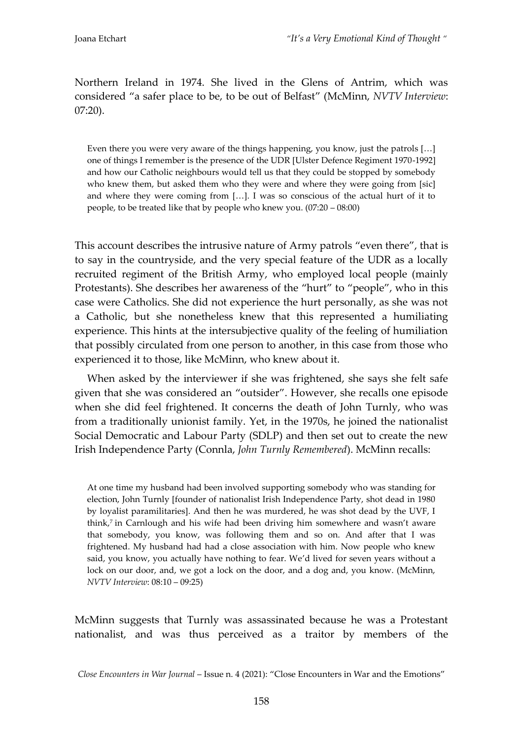Northern Ireland in 1974. She lived in the Glens of Antrim, which was considered "a safer place to be, to be out of Belfast" (McMinn, *NVTV Interview*: 07:20).

> Even there you were very aware of the things happening, you know, just the patrols […] one of things I remember is the presence of the UDR [Ulster Defence Regiment 1970-1992] and how our Catholic neighbours would tell us that they could be stopped by somebody who knew them, but asked them who they were and where they were going from [sic] and where they were coming from […]. I was so conscious of the actual hurt of it to people, to be treated like that by people who knew you. (07:20 – 08:00)

This account describes the intrusive nature of Army patrols "even there", that is to say in the countryside, and the very special feature of the UDR as a locally recruited regiment of the British Army, who employed local people (mainly Protestants). She describes her awareness of the "hurt" to "people", who in this case were Catholics. She did not experience the hurt personally, as she was not a Catholic, but she nonetheless knew that this represented a humiliating experience. This hints at the intersubjective quality of the feeling of humiliation that possibly circulated from one person to another, in this case from those who experienced it to those, like McMinn, who knew about it.

When asked by the interviewer if she was frightened, she says she felt safe given that she was considered an "outsider". However, she recalls one episode when she did feel frightened. It concerns the death of John Turnly, who was from a traditionally unionist family. Yet, in the 1970s, he joined the nationalist Social Democratic and Labour Party (SDLP) and then set out to create the new Irish Independence Party (Connla, *John Turnly Remembered*). McMinn recalls:

> At one time my husband had been involved supporting somebody who was standing for election, John Turnly [founder of nationalist Irish Independence Party, shot dead in 1980 by loyalist paramilitaries]. And then he was murdered, he was shot dead by the UVF, I think,[7] in Carnlough and his wife had been driving him somewhere and wasn't aware that somebody, you know, was following them and so on. And after that I was frightened. My husband had had a close association with him. Now people who knew said, you know, you actually have nothing to fear. We'd lived for seven years without a lock on our door, and, we got a lock on the door, and a dog and, you know. (McMinn, *NVTV Interview*: 08:10 – 09:25)

McMinn suggests that Turnly was assassinated because he was a Protestant nationalist, and was thus perceived as a traitor by members of the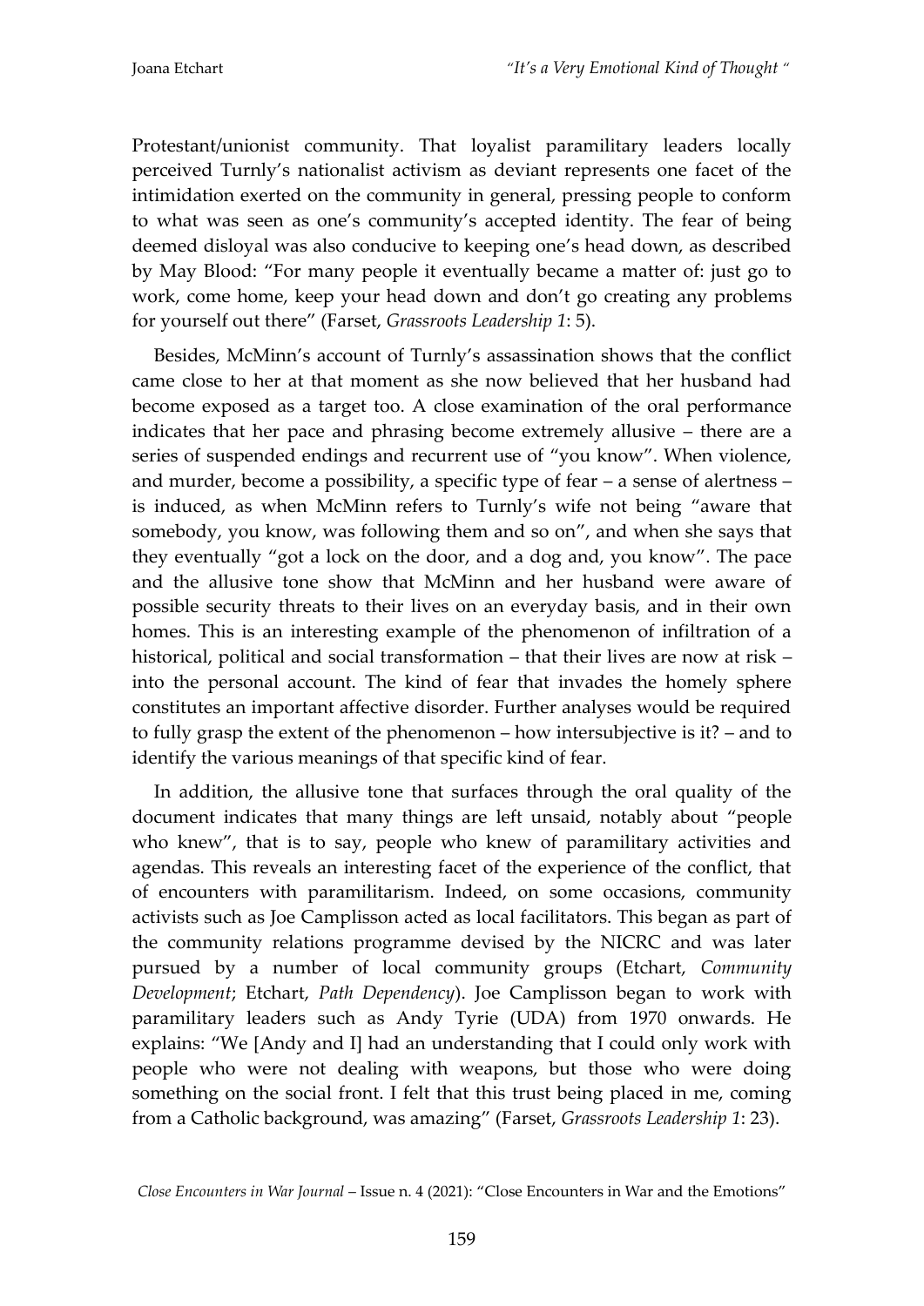Protestant/unionist community. That loyalist paramilitary leaders locally perceived Turnly's nationalist activism as deviant represents one facet of the intimidation exerted on the community in general, pressing people to conform to what was seen as one's community's accepted identity. The fear of being deemed disloyal was also conducive to keeping one's head down, as described by May Blood: "For many people it eventually became a matter of: just go to work, come home, keep your head down and don't go creating any problems for yourself out there" (Farset, *Grassroots Leadership 1*: 5).

Besides, McMinn's account of Turnly's assassination shows that the conflict came close to her at that moment as she now believed that her husband had become exposed as a target too. A close examination of the oral performance indicates that her pace and phrasing become extremely allusive – there are a series of suspended endings and recurrent use of "you know". When violence, and murder, become a possibility, a specific type of fear – a sense of alertness – is induced, as when McMinn refers to Turnly's wife not being "aware that somebody, you know, was following them and so on", and when she says that they eventually "got a lock on the door, and a dog and, you know". The pace and the allusive tone show that McMinn and her husband were aware of possible security threats to their lives on an everyday basis, and in their own homes. This is an interesting example of the phenomenon of infiltration of a historical, political and social transformation – that their lives are now at risk – into the personal account. The kind of fear that invades the homely sphere constitutes an important affective disorder. Further analyses would be required to fully grasp the extent of the phenomenon – how intersubjective is it? – and to identify the various meanings of that specific kind of fear.

In addition, the allusive tone that surfaces through the oral quality of the document indicates that many things are left unsaid, notably about "people who knew", that is to say, people who knew of paramilitary activities and agendas. This reveals an interesting facet of the experience of the conflict, that of encounters with paramilitarism. Indeed, on some occasions, community activists such as Joe Camplisson acted as local facilitators. This began as part of the community relations programme devised by the NICRC and was later pursued by a number of local community groups (Etchart, *Community Development*; Etchart, *Path Dependency*). Joe Camplisson began to work with paramilitary leaders such as Andy Tyrie (UDA) from 1970 onwards. He explains: "We [Andy and I] had an understanding that I could only work with people who were not dealing with weapons, but those who were doing something on the social front. I felt that this trust being placed in me, coming from a Catholic background, was amazing" (Farset, *Grassroots Leadership 1*: 23).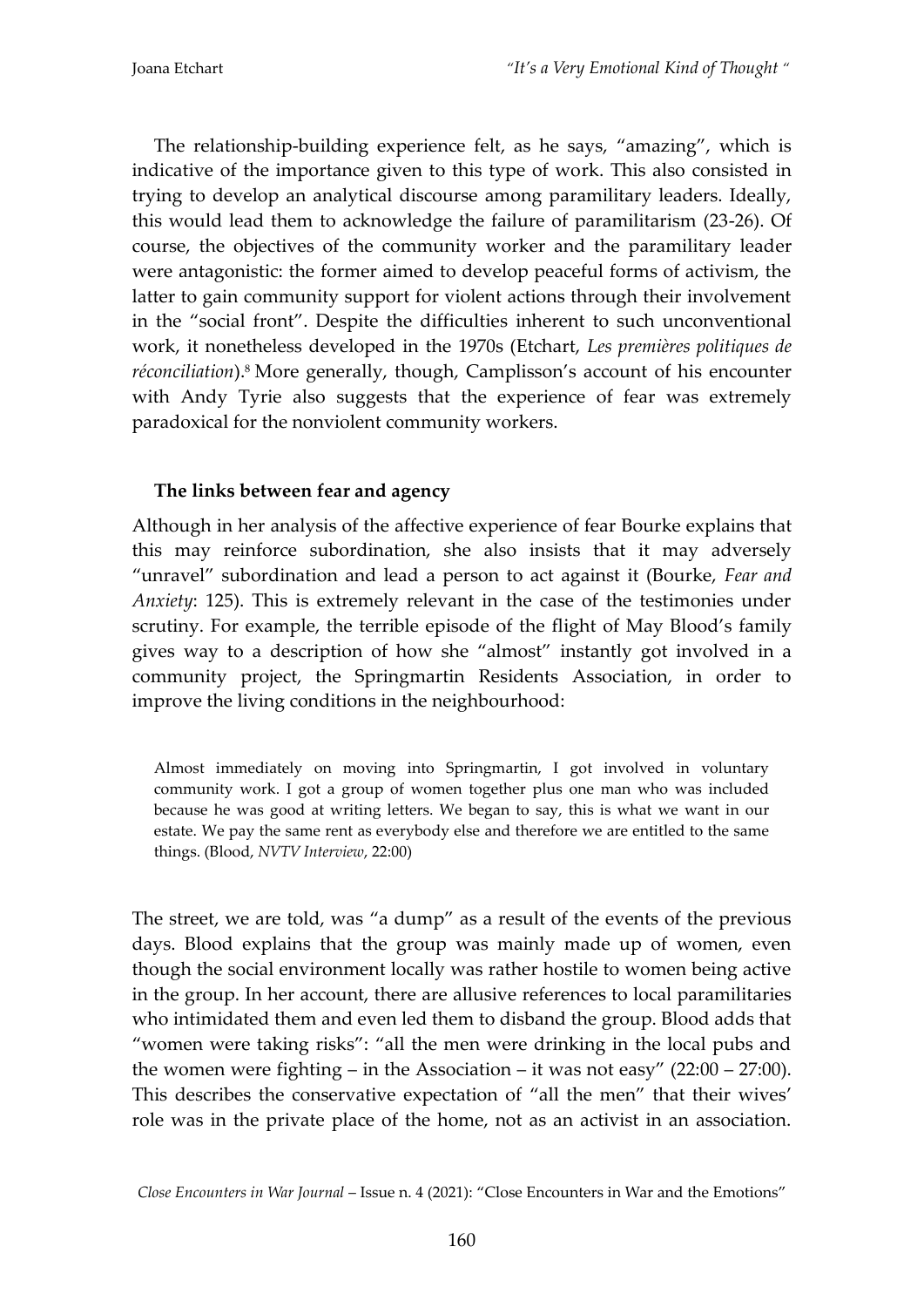The relationship-building experience felt, as he says, "amazing", which is indicative of the importance given to this type of work. This also consisted in trying to develop an analytical discourse among paramilitary leaders. Ideally, this would lead them to acknowledge the failure of paramilitarism (23-26). Of course, the objectives of the community worker and the paramilitary leader were antagonistic: the former aimed to develop peaceful forms of activism, the latter to gain community support for violent actions through their involvement in the "social front". Despite the difficulties inherent to such unconventional work, it nonetheless developed in the 1970s (Etchart, *Les premières politiques de réconciliation*).[8] More generally, though, Camplisson's account of his encounter with Andy Tyrie also suggests that the experience of fear was extremely paradoxical for the nonviolent community workers.

**The links between fear and agency**

Although in her analysis of the affective experience of fear Bourke explains that this may reinforce subordination, she also insists that it may adversely "unravel" subordination and lead a person to act against it (Bourke, *Fear and Anxiety*: 125). This is extremely relevant in the case of the testimonies under scrutiny. For example, the terrible episode of the flight of May Blood's family gives way to a description of how she "almost" instantly got involved in a community project, the Springmartin Residents Association, in order to improve the living conditions in the neighbourhood:

> Almost immediately on moving into Springmartin, I got involved in voluntary community work. I got a group of women together plus one man who was included because he was good at writing letters. We began to say, this is what we want in our estate. We pay the same rent as everybody else and therefore we are entitled to the same things. (Blood, *NVTV Interview*, 22:00)

The street, we are told, was "a dump" as a result of the events of the previous days. Blood explains that the group was mainly made up of women, even though the social environment locally was rather hostile to women being active in the group. In her account, there are allusive references to local paramilitaries who intimidated them and even led them to disband the group. Blood adds that "women were taking risks": "all the men were drinking in the local pubs and the women were fighting – in the Association – it was not easy" (22:00 – 27:00). This describes the conservative expectation of "all the men" that their wives' role was in the private place of the home, not as an activist in an association.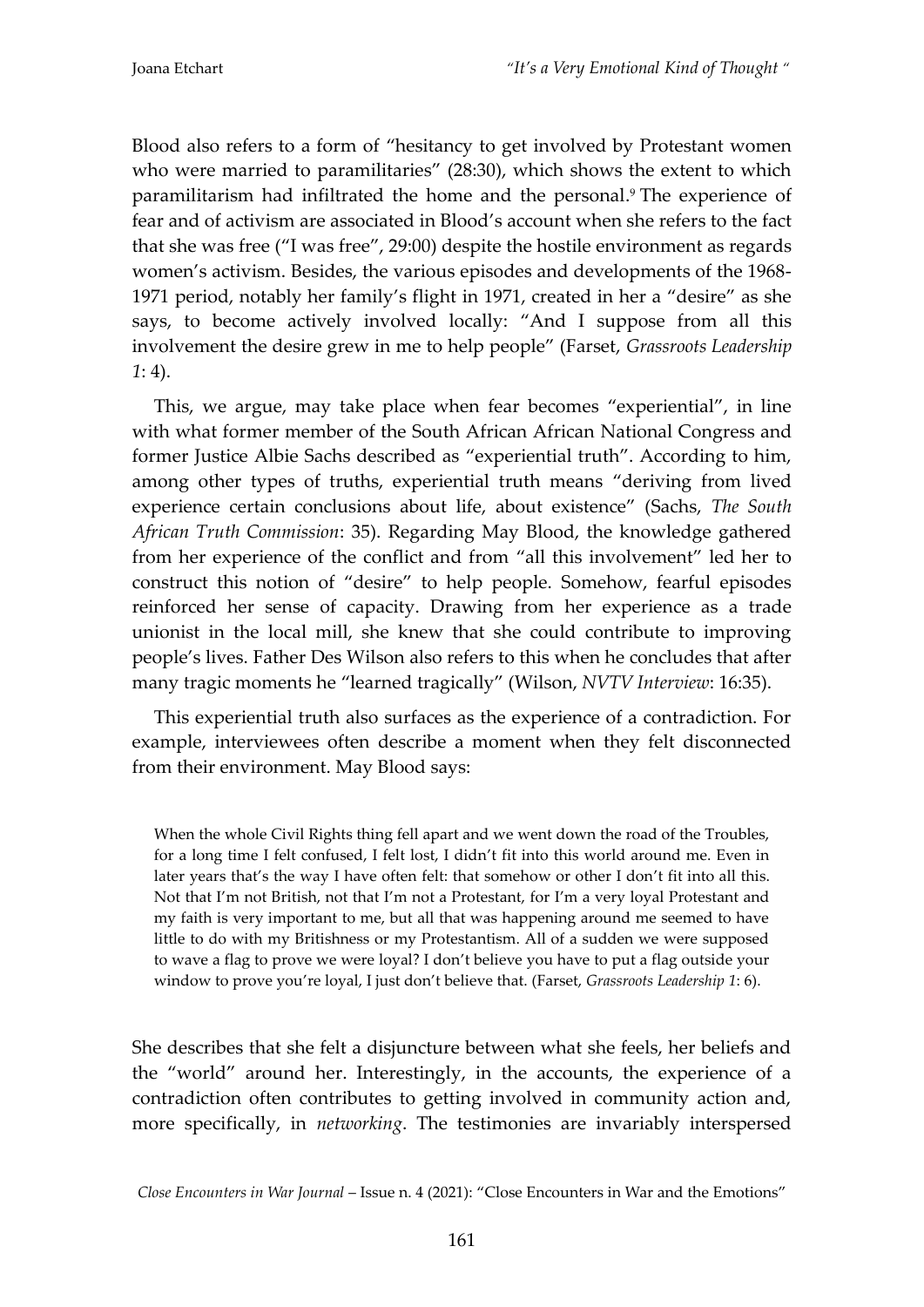Blood also refers to a form of "hesitancy to get involved by Protestant women who were married to paramilitaries" (28:30), which shows the extent to which paramilitarism had infiltrated the home and the personal.[9] The experience of fear and of activism are associated in Blood's account when she refers to the fact that she was free ("I was free", 29:00) despite the hostile environment as regards women's activism. Besides, the various episodes and developments of the 1968-1971 period, notably her family's flight in 1971, created in her a "desire" as she says, to become actively involved locally: "And I suppose from all this involvement the desire grew in me to help people" (Farset, *Grassroots Leadership 1*: 4).

This, we argue, may take place when fear becomes "experiential", in line with what former member of the South African African National Congress and former Justice Albie Sachs described as "experiential truth". According to him, among other types of truths, experiential truth means "deriving from lived experience certain conclusions about life, about existence" (Sachs, *The South African Truth Commission*: 35). Regarding May Blood, the knowledge gathered from her experience of the conflict and from "all this involvement" led her to construct this notion of "desire" to help people. Somehow, fearful episodes reinforced her sense of capacity. Drawing from her experience as a trade unionist in the local mill, she knew that she could contribute to improving people's lives. Father Des Wilson also refers to this when he concludes that after many tragic moments he "learned tragically" (Wilson, *NVTV Interview*: 16:35).

This experiential truth also surfaces as the experience of a contradiction. For example, interviewees often describe a moment when they felt disconnected from their environment. May Blood says:

> When the whole Civil Rights thing fell apart and we went down the road of the Troubles, for a long time I felt confused, I felt lost, I didn't fit into this world around me. Even in later years that's the way I have often felt: that somehow or other I don't fit into all this. Not that I'm not British, not that I'm not a Protestant, for I'm a very loyal Protestant and my faith is very important to me, but all that was happening around me seemed to have little to do with my Britishness or my Protestantism. All of a sudden we were supposed to wave a flag to prove we were loyal? I don't believe you have to put a flag outside your window to prove you're loyal, I just don't believe that. (Farset, *Grassroots Leadership 1*: 6).

She describes that she felt a disjuncture between what she feels, her beliefs and the "world" around her. Interestingly, in the accounts, the experience of a contradiction often contributes to getting involved in community action and, more specifically, in *networking*. The testimonies are invariably interspersed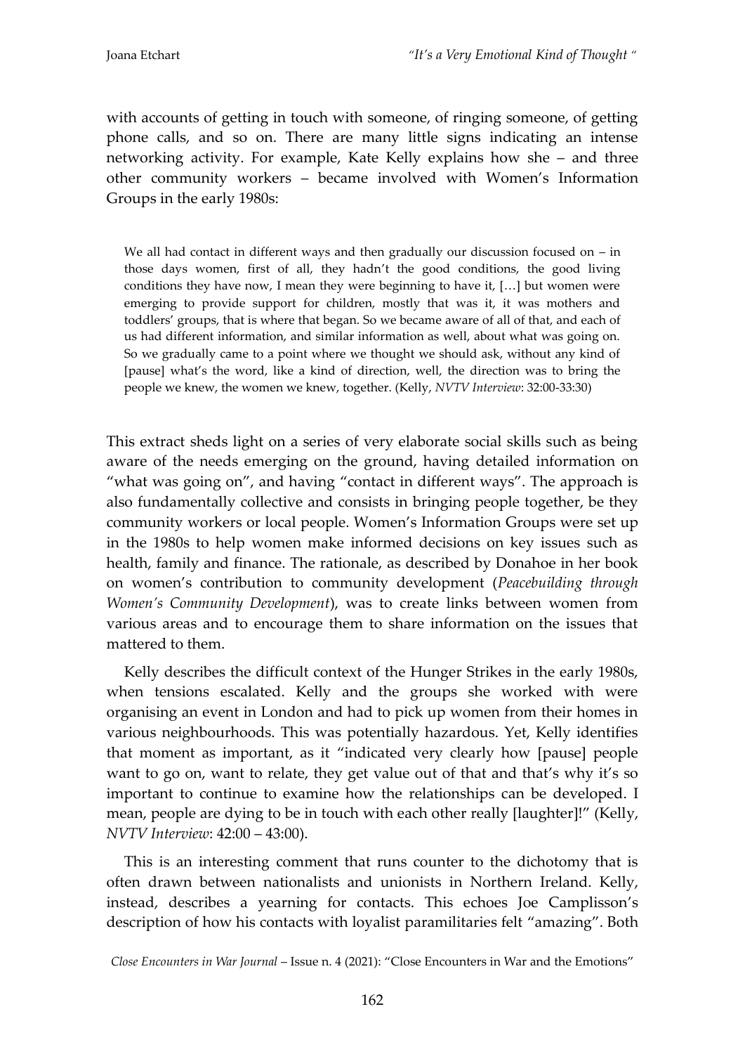with accounts of getting in touch with someone, of ringing someone, of getting phone calls, and so on. There are many little signs indicating an intense networking activity. For example, Kate Kelly explains how she – and three other community workers – became involved with Women's Information Groups in the early 1980s:

> We all had contact in different ways and then gradually our discussion focused on – in those days women, first of all, they hadn't the good conditions, the good living conditions they have now, I mean they were beginning to have it, […] but women were emerging to provide support for children, mostly that was it, it was mothers and toddlers' groups, that is where that began. So we became aware of all of that, and each of us had different information, and similar information as well, about what was going on. So we gradually came to a point where we thought we should ask, without any kind of [pause] what's the word, like a kind of direction, well, the direction was to bring the people we knew, the women we knew, together. (Kelly, *NVTV Interview*: 32:00-33:30)

This extract sheds light on a series of very elaborate social skills such as being aware of the needs emerging on the ground, having detailed information on "what was going on", and having "contact in different ways". The approach is also fundamentally collective and consists in bringing people together, be they community workers or local people. Women's Information Groups were set up in the 1980s to help women make informed decisions on key issues such as health, family and finance. The rationale, as described by Donahoe in her book on women's contribution to community development (*Peacebuilding through Women's Community Development*), was to create links between women from various areas and to encourage them to share information on the issues that mattered to them.

Kelly describes the difficult context of the Hunger Strikes in the early 1980s, when tensions escalated. Kelly and the groups she worked with were organising an event in London and had to pick up women from their homes in various neighbourhoods. This was potentially hazardous. Yet, Kelly identifies that moment as important, as it "indicated very clearly how [pause] people want to go on, want to relate, they get value out of that and that's why it's so important to continue to examine how the relationships can be developed. I mean, people are dying to be in touch with each other really [laughter]!" (Kelly, *NVTV Interview*: 42:00 – 43:00).

This is an interesting comment that runs counter to the dichotomy that is often drawn between nationalists and unionists in Northern Ireland. Kelly, instead, describes a yearning for contacts. This echoes Joe Camplisson's description of how his contacts with loyalist paramilitaries felt "amazing". Both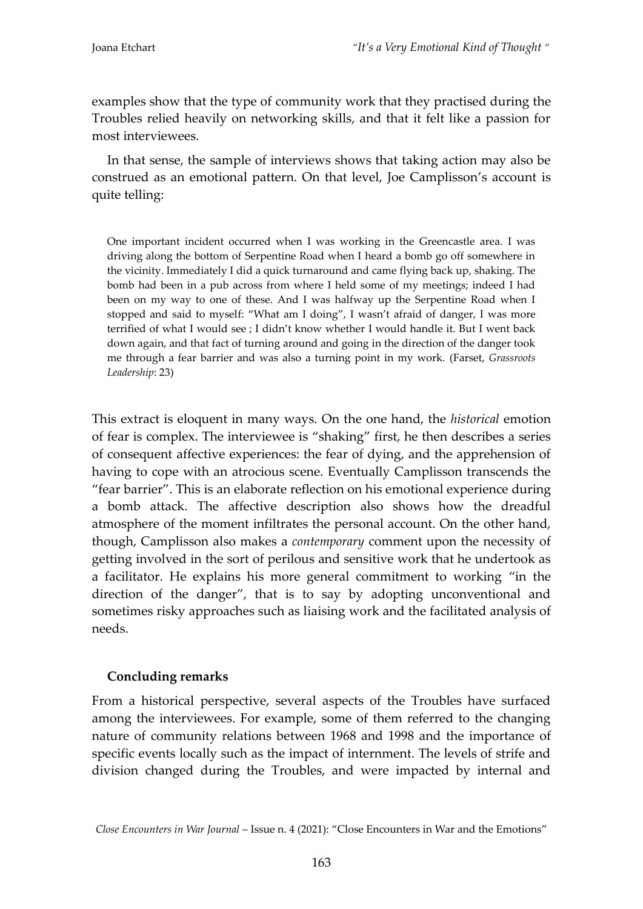examples show that the type of community work that they practised during the Troubles relied heavily on networking skills, and that it felt like a passion for most interviewees.

In that sense, the sample of interviews shows that taking action may also be construed as an emotional pattern. On that level, Joe Camplisson's account is quite telling:

> One important incident occurred when I was working in the Greencastle area. I was driving along the bottom of Serpentine Road when I heard a bomb go off somewhere in the vicinity. Immediately I did a quick turnaround and came flying back up, shaking. The bomb had been in a pub across from where I held some of my meetings; indeed I had been on my way to one of these. And I was halfway up the Serpentine Road when I stopped and said to myself: "What am I doing", I wasn't afraid of danger, I was more terrified of what I would see ; I didn't know whether I would handle it. But I went back down again, and that fact of turning around and going in the direction of the danger took me through a fear barrier and was also a turning point in my work. (Farset, *Grassroots Leadership*: 23)

This extract is eloquent in many ways. On the one hand, the *historical* emotion of fear is complex. The interviewee is "shaking" first, he then describes a series of consequent affective experiences: the fear of dying, and the apprehension of having to cope with an atrocious scene. Eventually Camplisson transcends the "fear barrier". This is an elaborate reflection on his emotional experience during a bomb attack. The affective description also shows how the dreadful atmosphere of the moment infiltrates the personal account. On the other hand, though, Camplisson also makes a *contemporary* comment upon the necessity of getting involved in the sort of perilous and sensitive work that he undertook as a facilitator. He explains his more general commitment to working "in the direction of the danger", that is to say by adopting unconventional and sometimes risky approaches such as liaising work and the facilitated analysis of needs.

**Concluding remarks**

From a historical perspective, several aspects of the Troubles have surfaced among the interviewees. For example, some of them referred to the changing nature of community relations between 1968 and 1998 and the importance of specific events locally such as the impact of internment. The levels of strife and division changed during the Troubles, and were impacted by internal and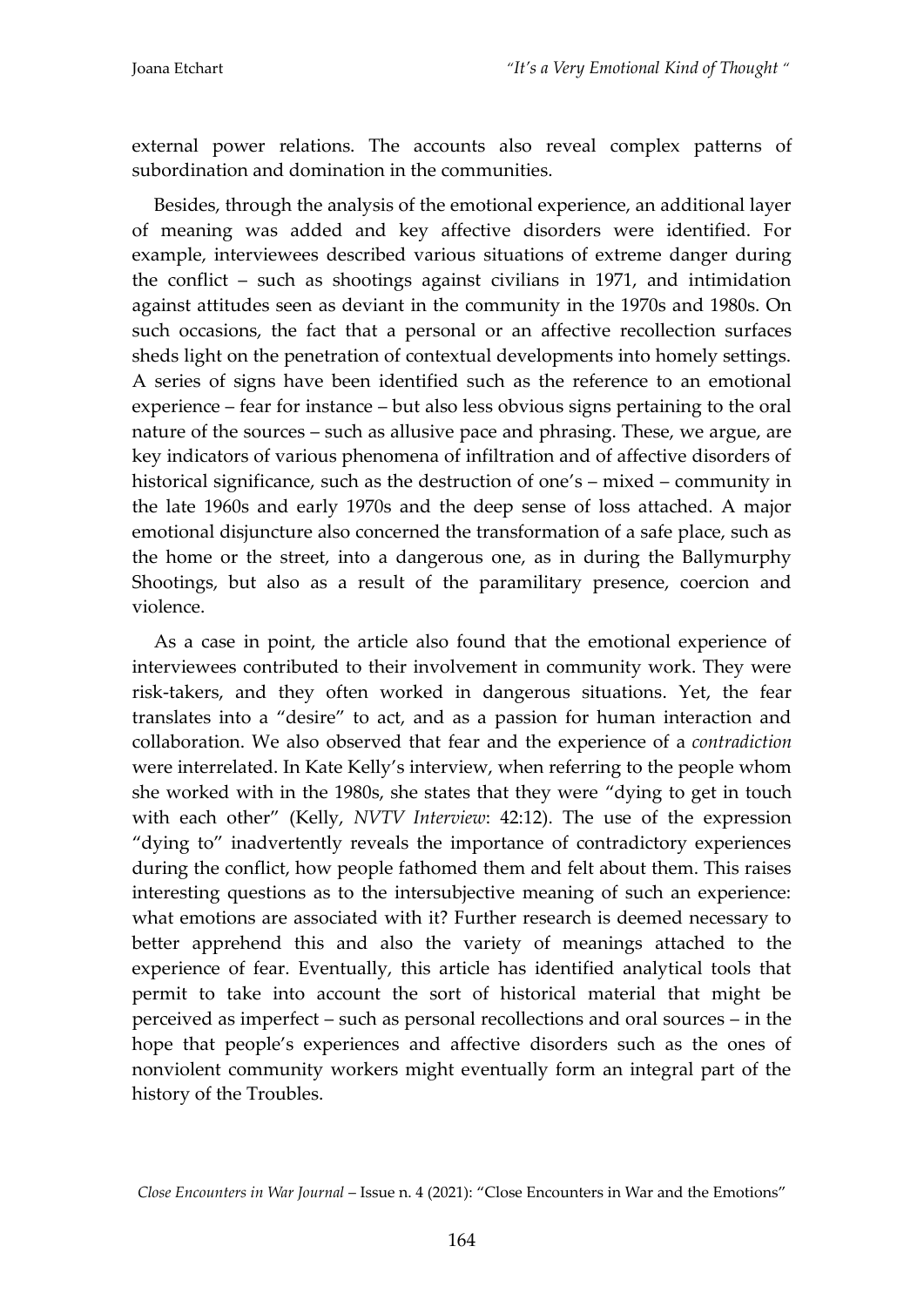external power relations. The accounts also reveal complex patterns of subordination and domination in the communities.

Besides, through the analysis of the emotional experience, an additional layer of meaning was added and key affective disorders were identified. For example, interviewees described various situations of extreme danger during the conflict – such as shootings against civilians in 1971, and intimidation against attitudes seen as deviant in the community in the 1970s and 1980s. On such occasions, the fact that a personal or an affective recollection surfaces sheds light on the penetration of contextual developments into homely settings. A series of signs have been identified such as the reference to an emotional experience – fear for instance – but also less obvious signs pertaining to the oral nature of the sources – such as allusive pace and phrasing. These, we argue, are key indicators of various phenomena of infiltration and of affective disorders of historical significance, such as the destruction of one's – mixed – community in the late 1960s and early 1970s and the deep sense of loss attached. A major emotional disjuncture also concerned the transformation of a safe place, such as the home or the street, into a dangerous one, as in during the Ballymurphy Shootings, but also as a result of the paramilitary presence, coercion and violence.

As a case in point, the article also found that the emotional experience of interviewees contributed to their involvement in community work. They were risk-takers, and they often worked in dangerous situations. Yet, the fear translates into a "desire" to act, and as a passion for human interaction and collaboration. We also observed that fear and the experience of a *contradiction* were interrelated. In Kate Kelly's interview, when referring to the people whom she worked with in the 1980s, she states that they were "dying to get in touch with each other" (Kelly, *NVTV Interview*: 42:12). The use of the expression "dying to" inadvertently reveals the importance of contradictory experiences during the conflict, how people fathomed them and felt about them. This raises interesting questions as to the intersubjective meaning of such an experience: what emotions are associated with it? Further research is deemed necessary to better apprehend this and also the variety of meanings attached to the experience of fear. Eventually, this article has identified analytical tools that permit to take into account the sort of historical material that might be perceived as imperfect – such as personal recollections and oral sources – in the hope that people's experiences and affective disorders such as the ones of nonviolent community workers might eventually form an integral part of the history of the Troubles.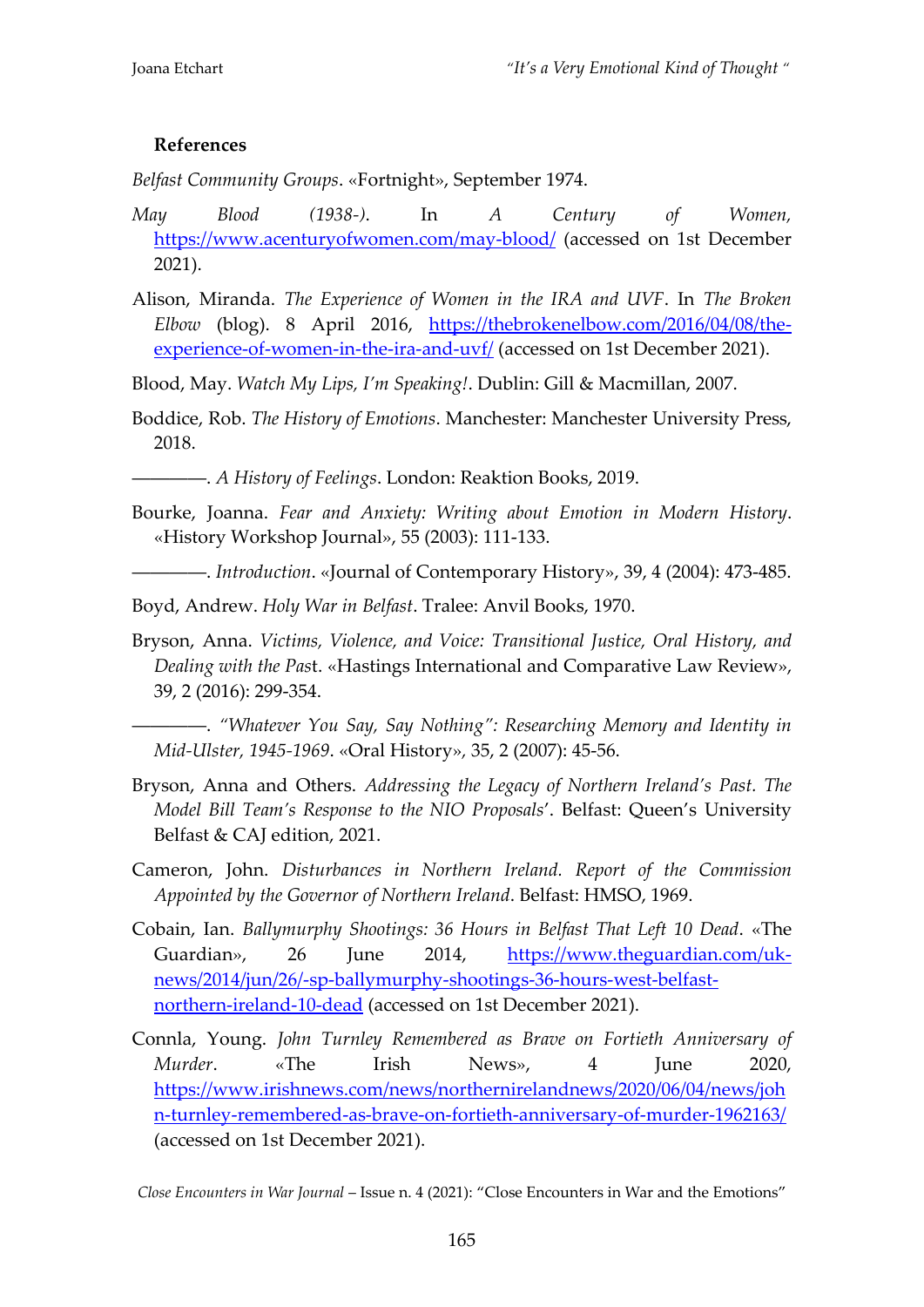**References**

*Belfast Community Groups*. «Fortnight», September 1974.

*May Blood (1938-)*. In *A Century of Women*, https://www.acenturyofwomen.com/may-blood/ (accessed on 1st December 2021).

Alison, Miranda. *The Experience of Women in the IRA and UVF*. In *The Broken Elbow* (blog). 8 April 2016, https://thebrokenelbow.com/2016/04/08/the-experience-of-women-in-the-ira-and-uvf/ (accessed on 1st December 2021).

Blood, May. *Watch My Lips, I'm Speaking!*. Dublin: Gill & Macmillan, 2007.

Boddice, Rob. *The History of Emotions*. Manchester: Manchester University Press, 2018.

————. *A History of Feelings*. London: Reaktion Books, 2019.

Bourke, Joanna. *Fear and Anxiety: Writing about Emotion in Modern History*. «History Workshop Journal», 55 (2003): 111-133.

————. *Introduction*. «Journal of Contemporary History», 39, 4 (2004): 473-485.

Boyd, Andrew. *Holy War in Belfast*. Tralee: Anvil Books, 1970.

Bryson, Anna. *Victims, Violence, and Voice: Transitional Justice, Oral History, and Dealing with the Pas*t. «Hastings International and Comparative Law Review», 39, 2 (2016): 299-354.

————. *"Whatever You Say, Say Nothing": Researching Memory and Identity in Mid-Ulster, 1945-1969*. «Oral History», 35, 2 (2007): 45-56.

Bryson, Anna and Others. *Addressing the Legacy of Northern Ireland's Past. The Model Bill Team's Response to the NIO Proposals*'. Belfast: Queen's University Belfast & CAJ edition, 2021.

Cameron, John. *Disturbances in Northern Ireland. Report of the Commission Appointed by the Governor of Northern Ireland*. Belfast: HMSO, 1969.

Cobain, Ian. *Ballymurphy Shootings: 36 Hours in Belfast That Left 10 Dead*. «The Guardian», 26 June 2014, https://www.theguardian.com/uk-news/2014/jun/26/-sp-ballymurphy-shootings-36-hours-west-belfast-northern-ireland-10-dead (accessed on 1st December 2021).

Connla, Young. *John Turnley Remembered as Brave on Fortieth Anniversary of Murder*. «The Irish News», 4 June 2020, https://www.irishnews.com/news/northernirelandnews/2020/06/04/news/john-turnley-remembered-as-brave-on-fortieth-anniversary-of-murder-1962163/ (accessed on 1st December 2021).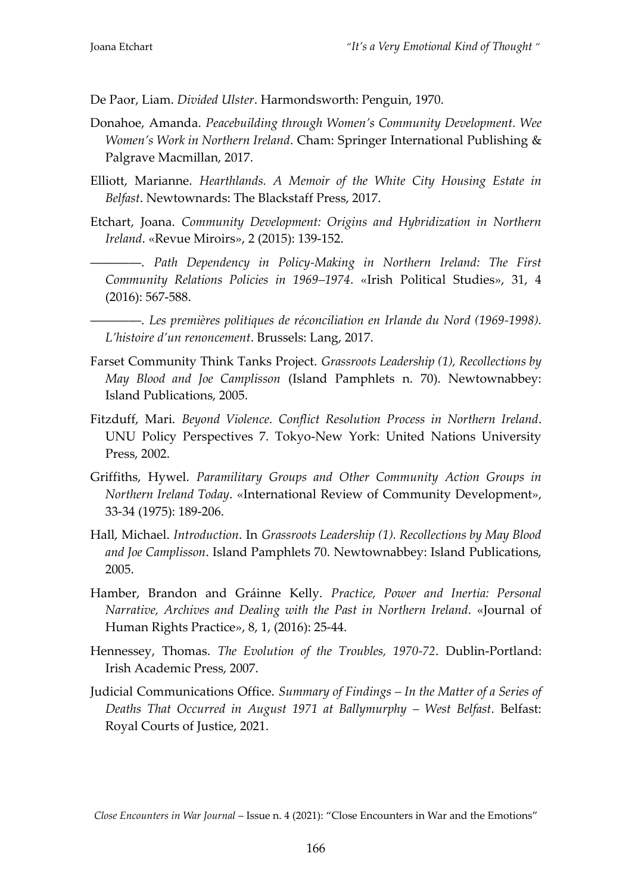De Paor, Liam. *Divided Ulster*. Harmondsworth: Penguin, 1970.

Donahoe, Amanda. *Peacebuilding through Women's Community Development. Wee Women's Work in Northern Ireland*. Cham: Springer International Publishing & Palgrave Macmillan, 2017.

Elliott, Marianne. *Hearthlands. A Memoir of the White City Housing Estate in Belfast*. Newtownards: The Blackstaff Press, 2017.

Etchart, Joana. *Community Development: Origins and Hybridization in Northern Ireland*. «Revue Miroirs», 2 (2015): 139-152.

————. *Path Dependency in Policy-Making in Northern Ireland: The First Community Relations Policies in 1969–1974*. «Irish Political Studies», 31, 4 (2016): 567-588.

————. *Les premières politiques de réconciliation en Irlande du Nord (1969-1998). L'histoire d'un renoncement*. Brussels: Lang, 2017.

Farset Community Think Tanks Project. *Grassroots Leadership (1), Recollections by May Blood and Joe Camplisson* (Island Pamphlets n. 70). Newtownabbey: Island Publications, 2005.

Fitzduff, Mari. *Beyond Violence. Conflict Resolution Process in Northern Ireland*. UNU Policy Perspectives 7. Tokyo-New York: United Nations University Press, 2002.

Griffiths, Hywel. *Paramilitary Groups and Other Community Action Groups in Northern Ireland Today*. «International Review of Community Development», 33-34 (1975): 189-206.

Hall, Michael. *Introduction*. In *Grassroots Leadership (1). Recollections by May Blood and Joe Camplisson*. Island Pamphlets 70. Newtownabbey: Island Publications, 2005.

Hamber, Brandon and Gráinne Kelly. *Practice, Power and Inertia: Personal Narrative, Archives and Dealing with the Past in Northern Ireland*. «Journal of Human Rights Practice», 8, 1, (2016): 25-44.

Hennessey, Thomas. *The Evolution of the Troubles, 1970-72*. Dublin-Portland: Irish Academic Press, 2007.

Judicial Communications Office. *Summary of Findings – In the Matter of a Series of Deaths That Occurred in August 1971 at Ballymurphy – West Belfast*. Belfast: Royal Courts of Justice, 2021.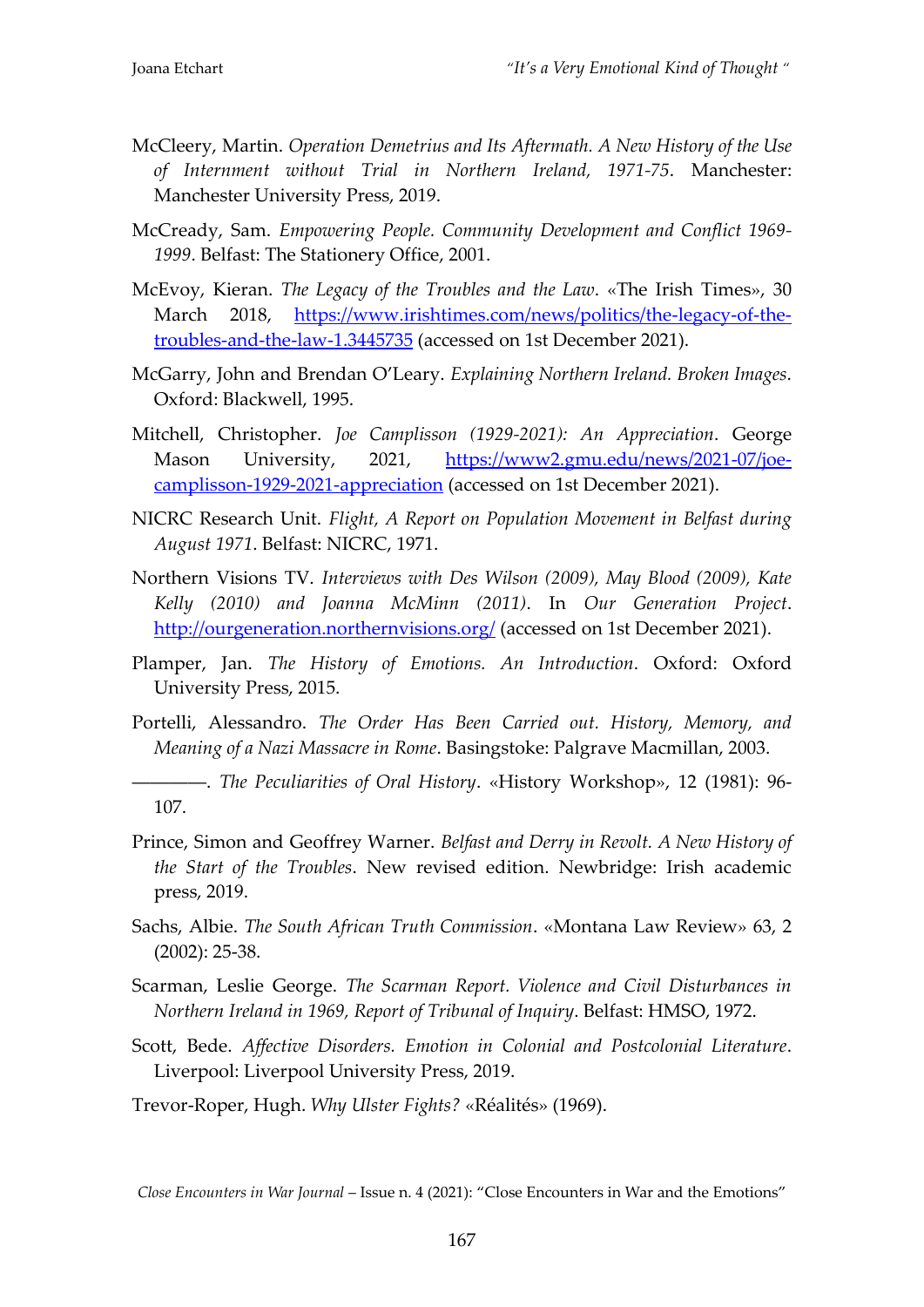McCleery, Martin. *Operation Demetrius and Its Aftermath. A New History of the Use of Internment without Trial in Northern Ireland, 1971-75*. Manchester: Manchester University Press, 2019.

McCready, Sam. *Empowering People. Community Development and Conflict 1969-1999*. Belfast: The Stationery Office, 2001.

McEvoy, Kieran. *The Legacy of the Troubles and the Law*. «The Irish Times», 30 March 2018, https://www.irishtimes.com/news/politics/the-legacy-of-the-troubles-and-the-law-1.3445735 (accessed on 1st December 2021).

McGarry, John and Brendan O'Leary. *Explaining Northern Ireland. Broken Images*. Oxford: Blackwell, 1995.

Mitchell, Christopher. *Joe Camplisson (1929-2021): An Appreciation*. George Mason University, 2021, https://www2.gmu.edu/news/2021-07/joe-camplisson-1929-2021-appreciation (accessed on 1st December 2021).

NICRC Research Unit. *Flight, A Report on Population Movement in Belfast during August 1971.* Belfast: NICRC, 1971.

Northern Visions TV. *Interviews with Des Wilson (2009), May Blood (2009), Kate Kelly (2010) and Joanna McMinn (2011)*. In *Our Generation Project*. http://ourgeneration.northernvisions.org/ (accessed on 1st December 2021).

Plamper, Jan. *The History of Emotions. An Introduction*. Oxford: Oxford University Press, 2015.

Portelli, Alessandro. *The Order Has Been Carried out. History, Memory, and Meaning of a Nazi Massacre in Rome*. Basingstoke: Palgrave Macmillan, 2003.

————. *The Peculiarities of Oral History*. «History Workshop», 12 (1981): 96-107.

Prince, Simon and Geoffrey Warner. *Belfast and Derry in Revolt. A New History of the Start of the Troubles*. New revised edition. Newbridge: Irish academic press, 2019.

Sachs, Albie. *The South African Truth Commission*. «Montana Law Review» 63, 2 (2002): 25-38.

Scarman, Leslie George. *The Scarman Report. Violence and Civil Disturbances in Northern Ireland in 1969, Report of Tribunal of Inquiry*. Belfast: HMSO, 1972.

Scott, Bede. *Affective Disorders. Emotion in Colonial and Postcolonial Literature*. Liverpool: Liverpool University Press, 2019.

Trevor-Roper, Hugh. *Why Ulster Fights?* «Réalités» (1969).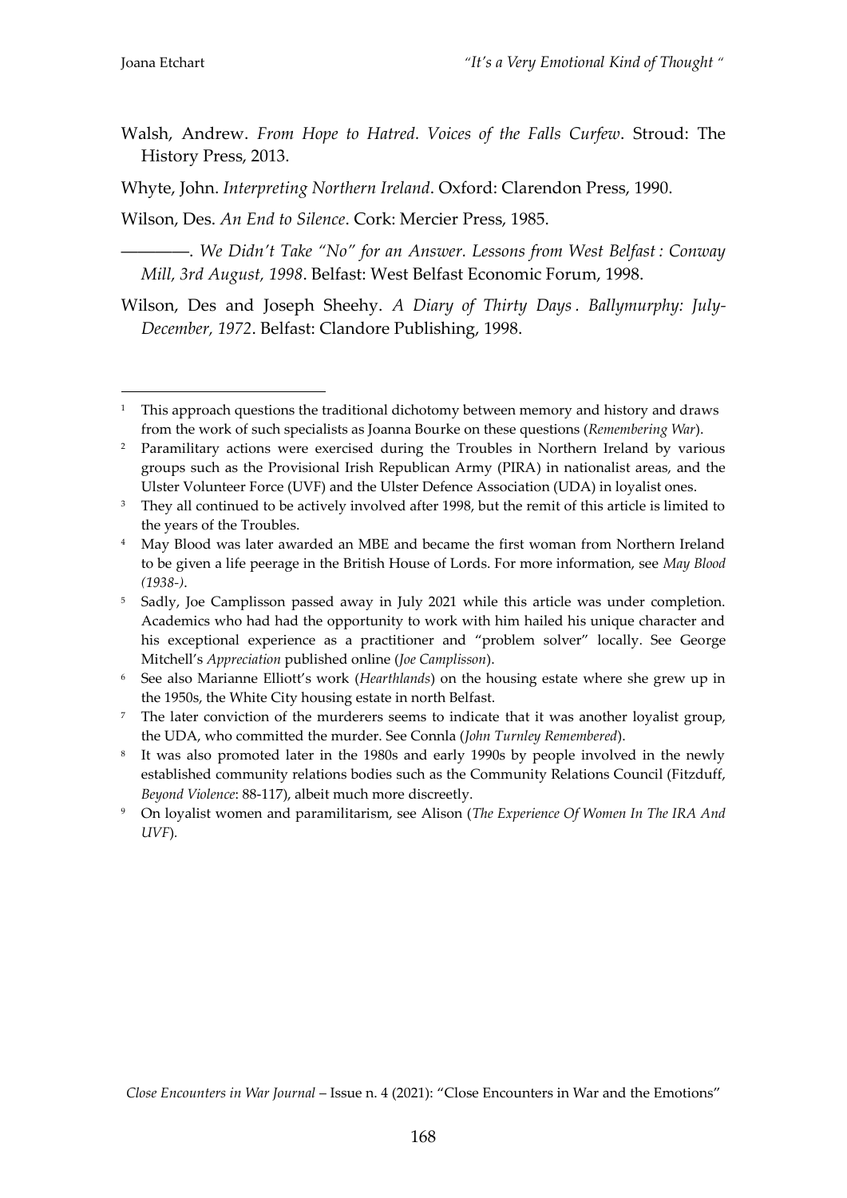Walsh, Andrew. *From Hope to Hatred. Voices of the Falls Curfew*. Stroud: The History Press, 2013.

Whyte, John. *Interpreting Northern Ireland*. Oxford: Clarendon Press, 1990.

Wilson, Des. *An End to Silence*. Cork: Mercier Press, 1985.

————. *We Didn't Take "No" for an Answer. Lessons from West Belfast : Conway Mill, 3rd August, 1998*. Belfast: West Belfast Economic Forum, 1998.

Wilson, Des and Joseph Sheehy. *A Diary of Thirty Days . Ballymurphy: July-December, 1972*. Belfast: Clandore Publishing, 1998.

---

[1] This approach questions the traditional dichotomy between memory and history and draws from the work of such specialists as Joanna Bourke on these questions (*Remembering War*).

[2] Paramilitary actions were exercised during the Troubles in Northern Ireland by various groups such as the Provisional Irish Republican Army (PIRA) in nationalist areas, and the Ulster Volunteer Force (UVF) and the Ulster Defence Association (UDA) in loyalist ones.

[3] They all continued to be actively involved after 1998, but the remit of this article is limited to the years of the Troubles.

[4] May Blood was later awarded an MBE and became the first woman from Northern Ireland to be given a life peerage in the British House of Lords. For more information, see *May Blood (1938-)*.

[5] Sadly, Joe Camplisson passed away in July 2021 while this article was under completion. Academics who had had the opportunity to work with him hailed his unique character and his exceptional experience as a practitioner and "problem solver" locally. See George Mitchell's *Appreciation* published online (*Joe Camplisson*).

[6] See also Marianne Elliott's work (*Hearthlands*) on the housing estate where she grew up in the 1950s, the White City housing estate in north Belfast.

[7] The later conviction of the murderers seems to indicate that it was another loyalist group, the UDA, who committed the murder. See Connla (*John Turnley Remembered*).

[8] It was also promoted later in the 1980s and early 1990s by people involved in the newly established community relations bodies such as the Community Relations Council (Fitzduff, *Beyond Violence*: 88-117), albeit much more discreetly.

[9] On loyalist women and paramilitarism, see Alison (*The Experience Of Women In The IRA And UVF*).